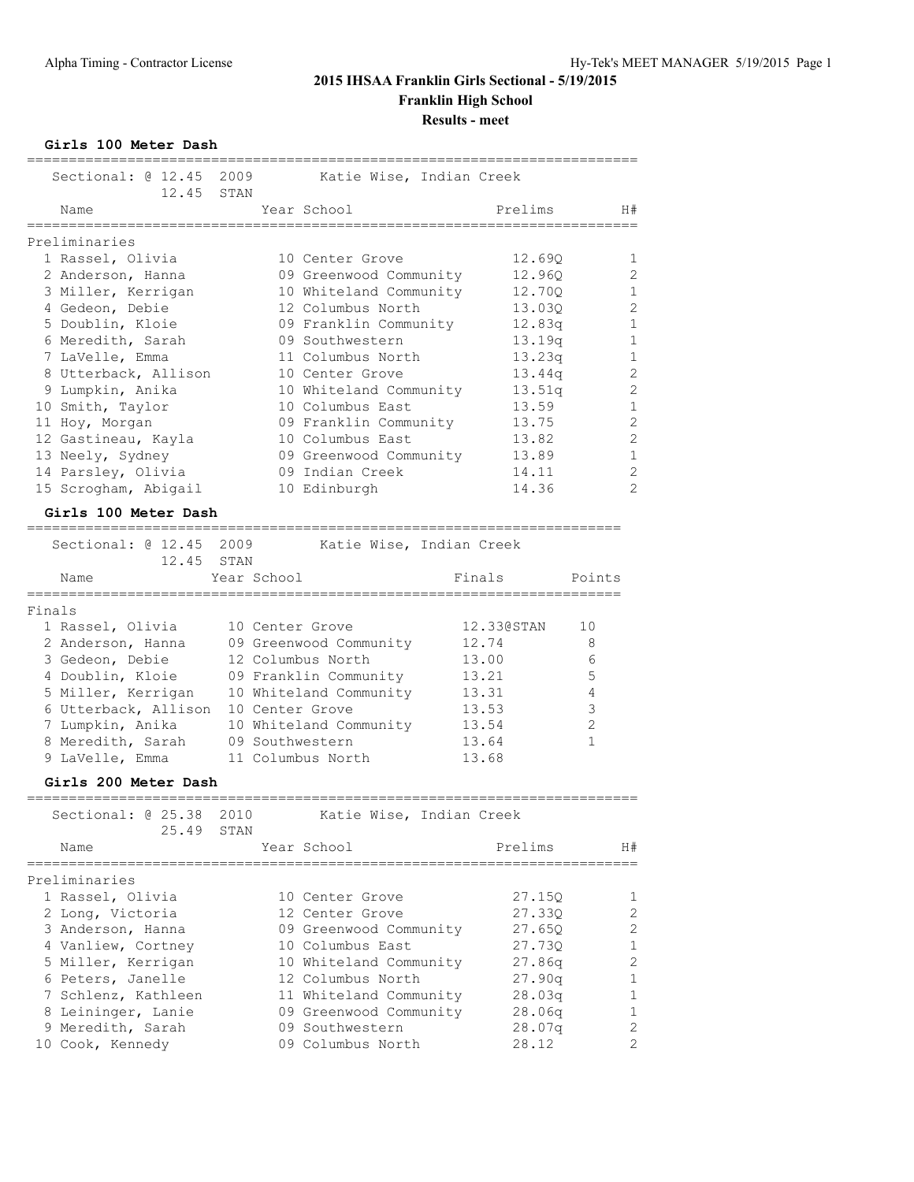# 2015 IHSAA Franklin Girls Sectional - 5/19/2015

## Franklin High School

### Results - meet

**Girls 100 Meter Dash**

Sectional: @ 12.45 2009 Katie Wise, Indian Creek
12.45 STAN

| | Name | Year | School | Prelims | H# |
|---|---|---|---|---|---|
| **Preliminaries** | | | | | |
| 1 | Rassel, Olivia | 10 | Center Grove | 12.69Q | 1 |
| 2 | Anderson, Hanna | 09 | Greenwood Community | 12.96Q | 2 |
| 3 | Miller, Kerrigan | 10 | Whiteland Community | 12.70Q | 1 |
| 4 | Gedeon, Debie | 12 | Columbus North | 13.03Q | 2 |
| 5 | Doublin, Kloie | 09 | Franklin Community | 12.83q | 1 |
| 6 | Meredith, Sarah | 09 | Southwestern | 13.19q | 1 |
| 7 | LaVelle, Emma | 11 | Columbus North | 13.23q | 1 |
| 8 | Utterback, Allison | 10 | Center Grove | 13.44q | 2 |
| 9 | Lumpkin, Anika | 10 | Whiteland Community | 13.51q | 2 |
| 10 | Smith, Taylor | 10 | Columbus East | 13.59 | 1 |
| 11 | Hoy, Morgan | 09 | Franklin Community | 13.75 | 2 |
| 12 | Gastineau, Kayla | 10 | Columbus East | 13.82 | 2 |
| 13 | Neely, Sydney | 09 | Greenwood Community | 13.89 | 1 |
| 14 | Parsley, Olivia | 09 | Indian Creek | 14.11 | 2 |
| 15 | Scrogham, Abigail | 10 | Edinburgh | 14.36 | 2 |

**Girls 100 Meter Dash**

Sectional: @ 12.45 2009 Katie Wise, Indian Creek
12.45 STAN

| | Name | Year | School | Finals | Points |
|---|---|---|---|---|---|
| **Finals** | | | | | |
| 1 | Rassel, Olivia | 10 | Center Grove | 12.33@STAN | 10 |
| 2 | Anderson, Hanna | 09 | Greenwood Community | 12.74 | 8 |
| 3 | Gedeon, Debie | 12 | Columbus North | 13.00 | 6 |
| 4 | Doublin, Kloie | 09 | Franklin Community | 13.21 | 5 |
| 5 | Miller, Kerrigan | 10 | Whiteland Community | 13.31 | 4 |
| 6 | Utterback, Allison | 10 | Center Grove | 13.53 | 3 |
| 7 | Lumpkin, Anika | 10 | Whiteland Community | 13.54 | 2 |
| 8 | Meredith, Sarah | 09 | Southwestern | 13.64 | 1 |
| 9 | LaVelle, Emma | 11 | Columbus North | 13.68 | |

**Girls 200 Meter Dash**

Sectional: @ 25.38 2010 Katie Wise, Indian Creek
25.49 STAN

| | Name | Year | School | Prelims | H# |
|---|---|---|---|---|---|
| **Preliminaries** | | | | | |
| 1 | Rassel, Olivia | 10 | Center Grove | 27.15Q | 1 |
| 2 | Long, Victoria | 12 | Center Grove | 27.33Q | 2 |
| 3 | Anderson, Hanna | 09 | Greenwood Community | 27.65Q | 2 |
| 4 | Vanliew, Cortney | 10 | Columbus East | 27.73Q | 1 |
| 5 | Miller, Kerrigan | 10 | Whiteland Community | 27.86q | 2 |
| 6 | Peters, Janelle | 12 | Columbus North | 27.90q | 1 |
| 7 | Schlenz, Kathleen | 11 | Whiteland Community | 28.03q | 1 |
| 8 | Leininger, Lanie | 09 | Greenwood Community | 28.06q | 1 |
| 9 | Meredith, Sarah | 09 | Southwestern | 28.07q | 2 |
| 10 | Cook, Kennedy | 09 | Columbus North | 28.12 | 2 |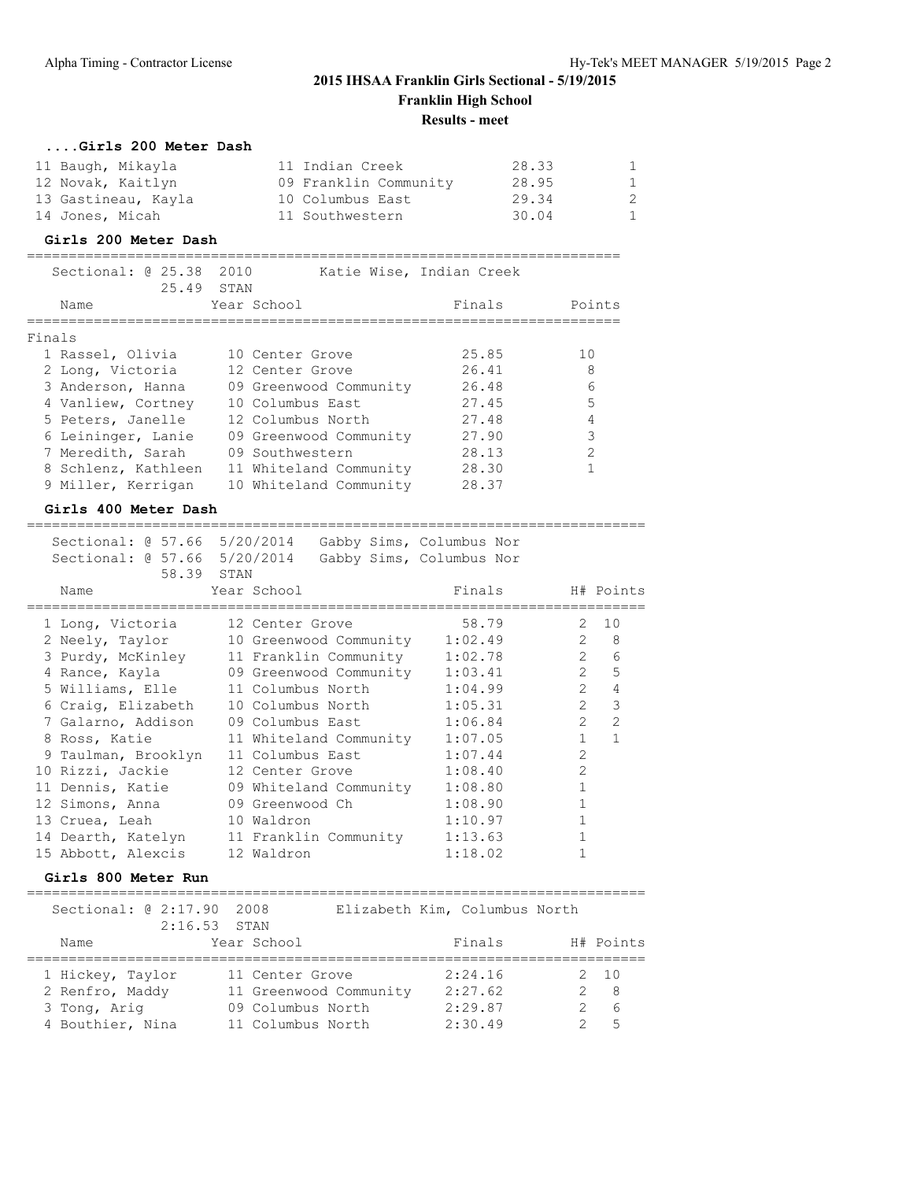# 2015 IHSAA Franklin Girls Sectional - 5/19/2015

**Franklin High School**

**Results - meet**

### ....Girls 200 Meter Dash

| Place | Name | Year | School | Finals | H# |
|---|---|---|---|---|---|
| 11 | Baugh, Mikayla | 11 | Indian Creek | 28.33 | 1 |
| 12 | Novak, Kaitlyn | 09 | Franklin Community | 28.95 | 1 |
| 13 | Gastineau, Kayla | 10 | Columbus East | 29.34 | 2 |
| 14 | Jones, Micah | 11 | Southwestern | 30.04 | 1 |

### Girls 200 Meter Dash

Sectional: @ 25.38 2010 Katie Wise, Indian Creek
25.49 STAN

**Finals**

| Place | Name | Year | School | Finals | Points |
|---|---|---|---|---|---|
| 1 | Rassel, Olivia | 10 | Center Grove | 25.85 | 10 |
| 2 | Long, Victoria | 12 | Center Grove | 26.41 | 8 |
| 3 | Anderson, Hanna | 09 | Greenwood Community | 26.48 | 6 |
| 4 | Vanliew, Cortney | 10 | Columbus East | 27.45 | 5 |
| 5 | Peters, Janelle | 12 | Columbus North | 27.48 | 4 |
| 6 | Leininger, Lanie | 09 | Greenwood Community | 27.90 | 3 |
| 7 | Meredith, Sarah | 09 | Southwestern | 28.13 | 2 |
| 8 | Schlenz, Kathleen | 11 | Whiteland Community | 28.30 | 1 |
| 9 | Miller, Kerrigan | 10 | Whiteland Community | 28.37 | |

### Girls 400 Meter Dash

Sectional: @ 57.66 5/20/2014 Gabby Sims, Columbus Nor
Sectional: @ 57.66 5/20/2014 Gabby Sims, Columbus Nor
58.39 STAN

| Place | Name | Year | School | Finals | H# | Points |
|---|---|---|---|---|---|---|
| 1 | Long, Victoria | 12 | Center Grove | 58.79 | 2 | 10 |
| 2 | Neely, Taylor | 10 | Greenwood Community | 1:02.49 | 2 | 8 |
| 3 | Purdy, McKinley | 11 | Franklin Community | 1:02.78 | 2 | 6 |
| 4 | Rance, Kayla | 09 | Greenwood Community | 1:03.41 | 2 | 5 |
| 5 | Williams, Elle | 11 | Columbus North | 1:04.99 | 2 | 4 |
| 6 | Craig, Elizabeth | 10 | Columbus North | 1:05.31 | 2 | 3 |
| 7 | Galarno, Addison | 09 | Columbus East | 1:06.84 | 2 | 2 |
| 8 | Ross, Katie | 11 | Whiteland Community | 1:07.05 | 1 | 1 |
| 9 | Taulman, Brooklyn | 11 | Columbus East | 1:07.44 | 2 | |
| 10 | Rizzi, Jackie | 12 | Center Grove | 1:08.40 | 2 | |
| 11 | Dennis, Katie | 09 | Whiteland Community | 1:08.80 | 1 | |
| 12 | Simons, Anna | 09 | Greenwood Ch | 1:08.90 | 1 | |
| 13 | Cruea, Leah | 10 | Waldron | 1:10.97 | 1 | |
| 14 | Dearth, Katelyn | 11 | Franklin Community | 1:13.63 | 1 | |
| 15 | Abbott, Alexcis | 12 | Waldron | 1:18.02 | 1 | |

### Girls 800 Meter Run

Sectional: @ 2:17.90 2008 Elizabeth Kim, Columbus North
2:16.53 STAN

| Place | Name | Year | School | Finals | H# | Points |
|---|---|---|---|---|---|---|
| 1 | Hickey, Taylor | 11 | Center Grove | 2:24.16 | 2 | 10 |
| 2 | Renfro, Maddy | 11 | Greenwood Community | 2:27.62 | 2 | 8 |
| 3 | Tong, Arig | 09 | Columbus North | 2:29.87 | 2 | 6 |
| 4 | Bouthier, Nina | 11 | Columbus North | 2:30.49 | 2 | 5 |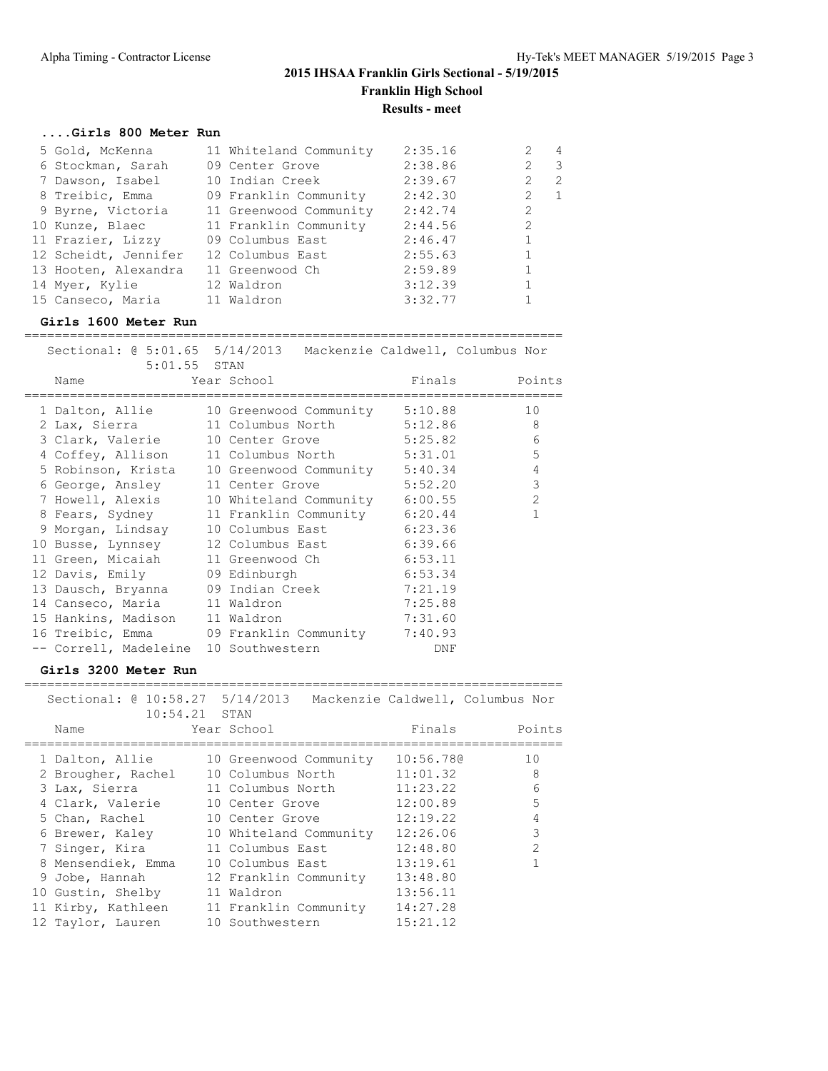# 2015 IHSAA Franklin Girls Sectional - 5/19/2015

## Franklin High School

### Results - meet

**....Girls 800 Meter Run**

| Place | Name | Year | School | Finals | H# | Points |
|---|---|---|---|---|---|---|
| 5 | Gold, McKenna | 11 | Whiteland Community | 2:35.16 | 2 | 4 |
| 6 | Stockman, Sarah | 09 | Center Grove | 2:38.86 | 2 | 3 |
| 7 | Dawson, Isabel | 10 | Indian Creek | 2:39.67 | 2 | 2 |
| 8 | Treibic, Emma | 09 | Franklin Community | 2:42.30 | 2 | 1 |
| 9 | Byrne, Victoria | 11 | Greenwood Community | 2:42.74 | 2 | |
| 10 | Kunze, Blaec | 11 | Franklin Community | 2:44.56 | 2 | |
| 11 | Frazier, Lizzy | 09 | Columbus East | 2:46.47 | 1 | |
| 12 | Scheidt, Jennifer | 12 | Columbus East | 2:55.63 | 1 | |
| 13 | Hooten, Alexandra | 11 | Greenwood Ch | 2:59.89 | 1 | |
| 14 | Myer, Kylie | 12 | Waldron | 3:12.39 | 1 | |
| 15 | Canseco, Maria | 11 | Waldron | 3:32.77 | 1 | |

**Girls 1600 Meter Run**

Sectional: @ 5:01.65 5/14/2013 Mackenzie Caldwell, Columbus Nor
5:01.55 STAN

| Place | Name | Year | School | Finals | Points |
|---|---|---|---|---|---|
| 1 | Dalton, Allie | 10 | Greenwood Community | 5:10.88 | 10 |
| 2 | Lax, Sierra | 11 | Columbus North | 5:12.86 | 8 |
| 3 | Clark, Valerie | 10 | Center Grove | 5:25.82 | 6 |
| 4 | Coffey, Allison | 11 | Columbus North | 5:31.01 | 5 |
| 5 | Robinson, Krista | 10 | Greenwood Community | 5:40.34 | 4 |
| 6 | George, Ansley | 11 | Center Grove | 5:52.20 | 3 |
| 7 | Howell, Alexis | 10 | Whiteland Community | 6:00.55 | 2 |
| 8 | Fears, Sydney | 11 | Franklin Community | 6:20.44 | 1 |
| 9 | Morgan, Lindsay | 10 | Columbus East | 6:23.36 | |
| 10 | Busse, Lynnsey | 12 | Columbus East | 6:39.66 | |
| 11 | Green, Micaiah | 11 | Greenwood Ch | 6:53.11 | |
| 12 | Davis, Emily | 09 | Edinburgh | 6:53.34 | |
| 13 | Dausch, Bryanna | 09 | Indian Creek | 7:21.19 | |
| 14 | Canseco, Maria | 11 | Waldron | 7:25.88 | |
| 15 | Hankins, Madison | 11 | Waldron | 7:31.60 | |
| 16 | Treibic, Emma | 09 | Franklin Community | 7:40.93 | |
| -- | Correll, Madeleine | 10 | Southwestern | DNF | |

**Girls 3200 Meter Run**

Sectional: @ 10:58.27 5/14/2013 Mackenzie Caldwell, Columbus Nor
10:54.21 STAN

| Place | Name | Year | School | Finals | Points |
|---|---|---|---|---|---|
| 1 | Dalton, Allie | 10 | Greenwood Community | 10:56.78@ | 10 |
| 2 | Brougher, Rachel | 10 | Columbus North | 11:01.32 | 8 |
| 3 | Lax, Sierra | 11 | Columbus North | 11:23.22 | 6 |
| 4 | Clark, Valerie | 10 | Center Grove | 12:00.89 | 5 |
| 5 | Chan, Rachel | 10 | Center Grove | 12:19.22 | 4 |
| 6 | Brewer, Kaley | 10 | Whiteland Community | 12:26.06 | 3 |
| 7 | Singer, Kira | 11 | Columbus East | 12:48.80 | 2 |
| 8 | Mensendiek, Emma | 10 | Columbus East | 13:19.61 | 1 |
| 9 | Jobe, Hannah | 12 | Franklin Community | 13:48.80 | |
| 10 | Gustin, Shelby | 11 | Waldron | 13:56.11 | |
| 11 | Kirby, Kathleen | 11 | Franklin Community | 14:27.28 | |
| 12 | Taylor, Lauren | 10 | Southwestern | 15:21.12 | |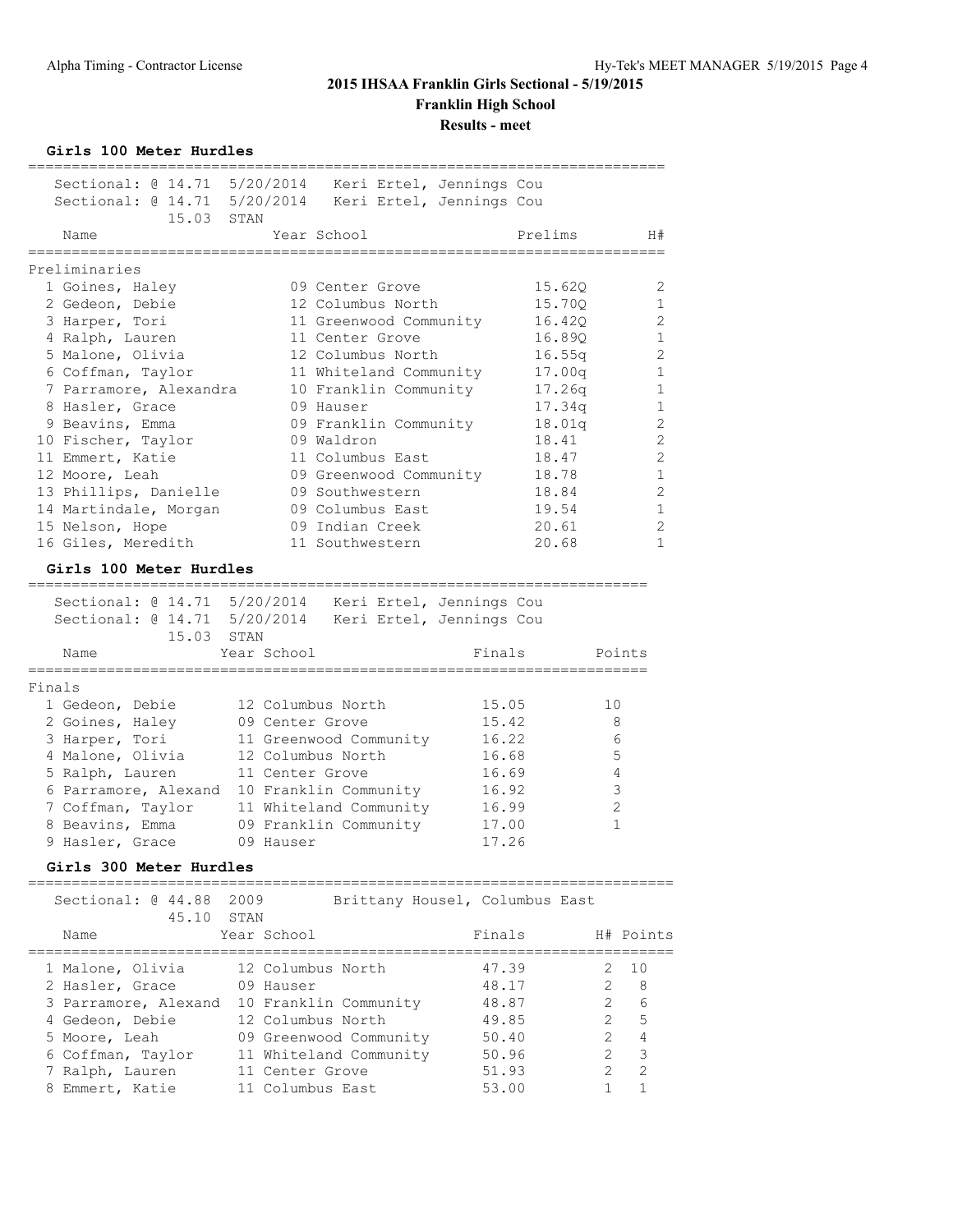# 2015 IHSAA Franklin Girls Sectional - 5/19/2015

## Franklin High School

### Results - meet

**Girls 100 Meter Hurdles**

Sectional: @ 14.71 5/20/2014 Keri Ertel, Jennings Cou
Sectional: @ 14.71 5/20/2014 Keri Ertel, Jennings Cou
15.03 STAN

Preliminaries

| | Name | Year | School | Prelims | H# |
|---|---|---|---|---|---|
| 1 | Goines, Haley | 09 | Center Grove | 15.62Q | 2 |
| 2 | Gedeon, Debie | 12 | Columbus North | 15.70Q | 1 |
| 3 | Harper, Tori | 11 | Greenwood Community | 16.42Q | 2 |
| 4 | Ralph, Lauren | 11 | Center Grove | 16.89Q | 1 |
| 5 | Malone, Olivia | 12 | Columbus North | 16.55q | 2 |
| 6 | Coffman, Taylor | 11 | Whiteland Community | 17.00q | 1 |
| 7 | Parramore, Alexandra | 10 | Franklin Community | 17.26q | 1 |
| 8 | Hasler, Grace | 09 | Hauser | 17.34q | 1 |
| 9 | Beavins, Emma | 09 | Franklin Community | 18.01q | 2 |
| 10 | Fischer, Taylor | 09 | Waldron | 18.41 | 2 |
| 11 | Emmert, Katie | 11 | Columbus East | 18.47 | 2 |
| 12 | Moore, Leah | 09 | Greenwood Community | 18.78 | 1 |
| 13 | Phillips, Danielle | 09 | Southwestern | 18.84 | 2 |
| 14 | Martindale, Morgan | 09 | Columbus East | 19.54 | 1 |
| 15 | Nelson, Hope | 09 | Indian Creek | 20.61 | 2 |
| 16 | Giles, Meredith | 11 | Southwestern | 20.68 | 1 |

**Girls 100 Meter Hurdles**

Sectional: @ 14.71 5/20/2014 Keri Ertel, Jennings Cou
Sectional: @ 14.71 5/20/2014 Keri Ertel, Jennings Cou
15.03 STAN

Finals

| | Name | Year | School | Finals | Points |
|---|---|---|---|---|---|
| 1 | Gedeon, Debie | 12 | Columbus North | 15.05 | 10 |
| 2 | Goines, Haley | 09 | Center Grove | 15.42 | 8 |
| 3 | Harper, Tori | 11 | Greenwood Community | 16.22 | 6 |
| 4 | Malone, Olivia | 12 | Columbus North | 16.68 | 5 |
| 5 | Ralph, Lauren | 11 | Center Grove | 16.69 | 4 |
| 6 | Parramore, Alexand | 10 | Franklin Community | 16.92 | 3 |
| 7 | Coffman, Taylor | 11 | Whiteland Community | 16.99 | 2 |
| 8 | Beavins, Emma | 09 | Franklin Community | 17.00 | 1 |
| 9 | Hasler, Grace | 09 | Hauser | 17.26 | |

**Girls 300 Meter Hurdles**

Sectional: @ 44.88 2009 Brittany Housel, Columbus East
45.10 STAN

| | Name | Year | School | Finals | H# | Points |
|---|---|---|---|---|---|---|
| 1 | Malone, Olivia | 12 | Columbus North | 47.39 | 2 | 10 |
| 2 | Hasler, Grace | 09 | Hauser | 48.17 | 2 | 8 |
| 3 | Parramore, Alexand | 10 | Franklin Community | 48.87 | 2 | 6 |
| 4 | Gedeon, Debie | 12 | Columbus North | 49.85 | 2 | 5 |
| 5 | Moore, Leah | 09 | Greenwood Community | 50.40 | 2 | 4 |
| 6 | Coffman, Taylor | 11 | Whiteland Community | 50.96 | 2 | 3 |
| 7 | Ralph, Lauren | 11 | Center Grove | 51.93 | 2 | 2 |
| 8 | Emmert, Katie | 11 | Columbus East | 53.00 | 1 | 1 |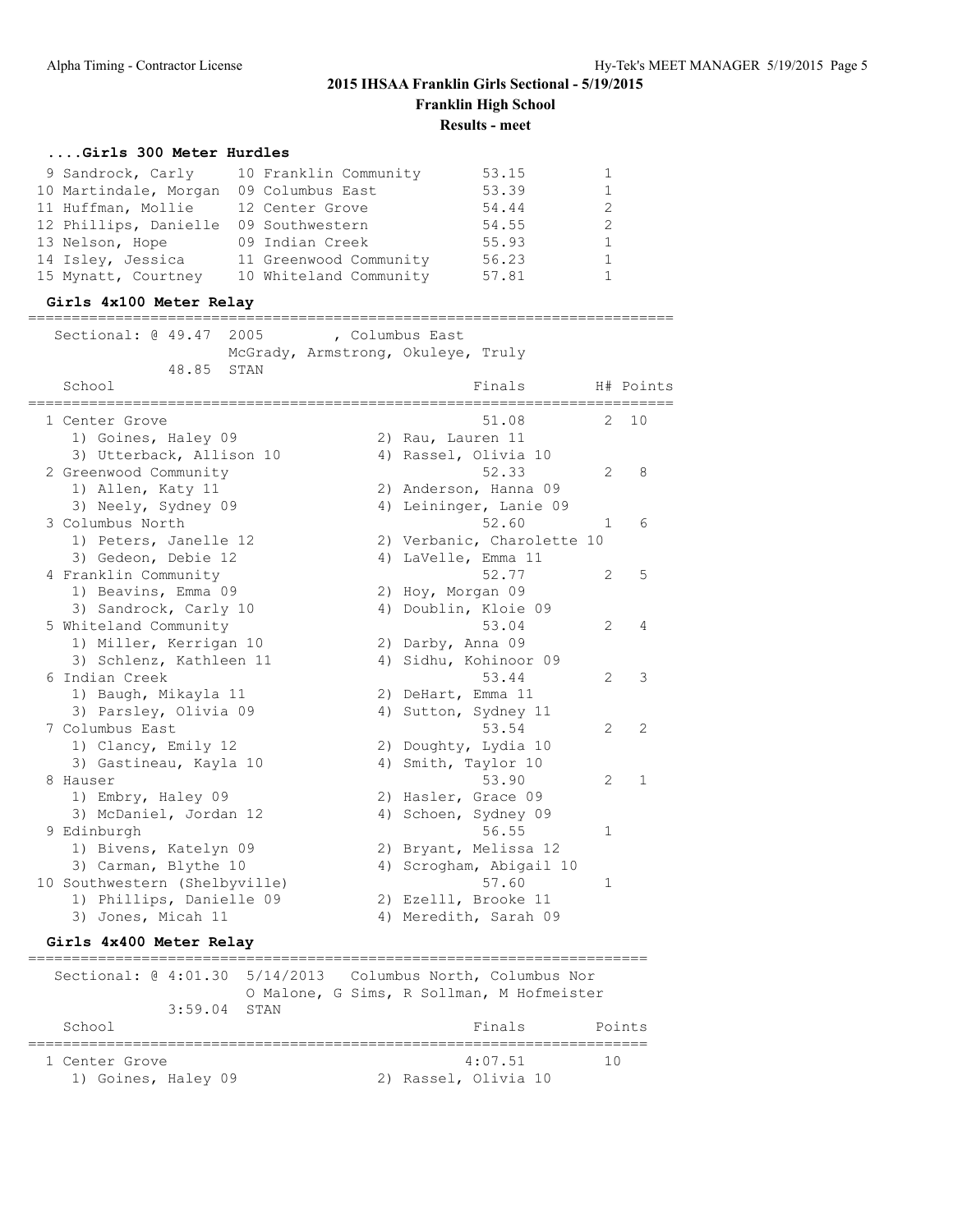# 2015 IHSAA Franklin Girls Sectional - 5/19/2015

**Franklin High School**

**Results - meet**

### ....Girls 300 Meter Hurdles

| Place | Name | Year | School | Finals | H# |
|---|---|---|---|---|---|
| 9 | Sandrock, Carly | 10 | Franklin Community | 53.15 | 1 |
| 10 | Martindale, Morgan | 09 | Columbus East | 53.39 | 1 |
| 11 | Huffman, Mollie | 12 | Center Grove | 54.44 | 2 |
| 12 | Phillips, Danielle | 09 | Southwestern | 54.55 | 2 |
| 13 | Nelson, Hope | 09 | Indian Creek | 55.93 | 1 |
| 14 | Isley, Jessica | 11 | Greenwood Community | 56.23 | 1 |
| 15 | Mynatt, Courtney | 10 | Whiteland Community | 57.81 | 1 |

### Girls 4x100 Meter Relay

Sectional: @ 49.47 2005 , Columbus East
McGrady, Armstrong, Okuleye, Truly
48.85 STAN

| Place | School | Finals | H# | Points |
|---|---|---|---|---|
| 1 | Center Grove | 51.08 | 2 | 10 |
| | 1) Goines, Haley 09; 2) Rau, Lauren 11; 3) Utterback, Allison 10; 4) Rassel, Olivia 10 | | | |
| 2 | Greenwood Community | 52.33 | 2 | 8 |
| | 1) Allen, Katy 11; 2) Anderson, Hanna 09; 3) Neely, Sydney 09; 4) Leininger, Lanie 09 | | | |
| 3 | Columbus North | 52.60 | 1 | 6 |
| | 1) Peters, Janelle 12; 2) Verbanic, Charolette 10; 3) Gedeon, Debie 12; 4) LaVelle, Emma 11 | | | |
| 4 | Franklin Community | 52.77 | 2 | 5 |
| | 1) Beavins, Emma 09; 2) Hoy, Morgan 09; 3) Sandrock, Carly 10; 4) Doublin, Kloie 09 | | | |
| 5 | Whiteland Community | 53.04 | 2 | 4 |
| | 1) Miller, Kerrigan 10; 2) Darby, Anna 09; 3) Schlenz, Kathleen 11; 4) Sidhu, Kohinoor 09 | | | |
| 6 | Indian Creek | 53.44 | 2 | 3 |
| | 1) Baugh, Mikayla 11; 2) DeHart, Emma 11; 3) Parsley, Olivia 09; 4) Sutton, Sydney 11 | | | |
| 7 | Columbus East | 53.54 | 2 | 2 |
| | 1) Clancy, Emily 12; 2) Doughty, Lydia 10; 3) Gastineau, Kayla 10; 4) Smith, Taylor 10 | | | |
| 8 | Hauser | 53.90 | 2 | 1 |
| | 1) Embry, Haley 09; 2) Hasler, Grace 09; 3) McDaniel, Jordan 12; 4) Schoen, Sydney 09 | | | |
| 9 | Edinburgh | 56.55 | 1 | |
| | 1) Bivens, Katelyn 09; 2) Bryant, Melissa 12; 3) Carman, Blythe 10; 4) Scrogham, Abigail 10 | | | |
| 10 | Southwestern (Shelbyville) | 57.60 | 1 | |
| | 1) Phillips, Danielle 09; 2) Ezelll, Brooke 11; 3) Jones, Micah 11; 4) Meredith, Sarah 09 | | | |

### Girls 4x400 Meter Relay

Sectional: @ 4:01.30 5/14/2013 Columbus North, Columbus Nor
O Malone, G Sims, R Sollman, M Hofmeister
3:59.04 STAN

| Place | School | Finals | Points |
|---|---|---|---|
| 1 | Center Grove | 4:07.51 | 10 |
| | 1) Goines, Haley 09; 2) Rassel, Olivia 10 | | |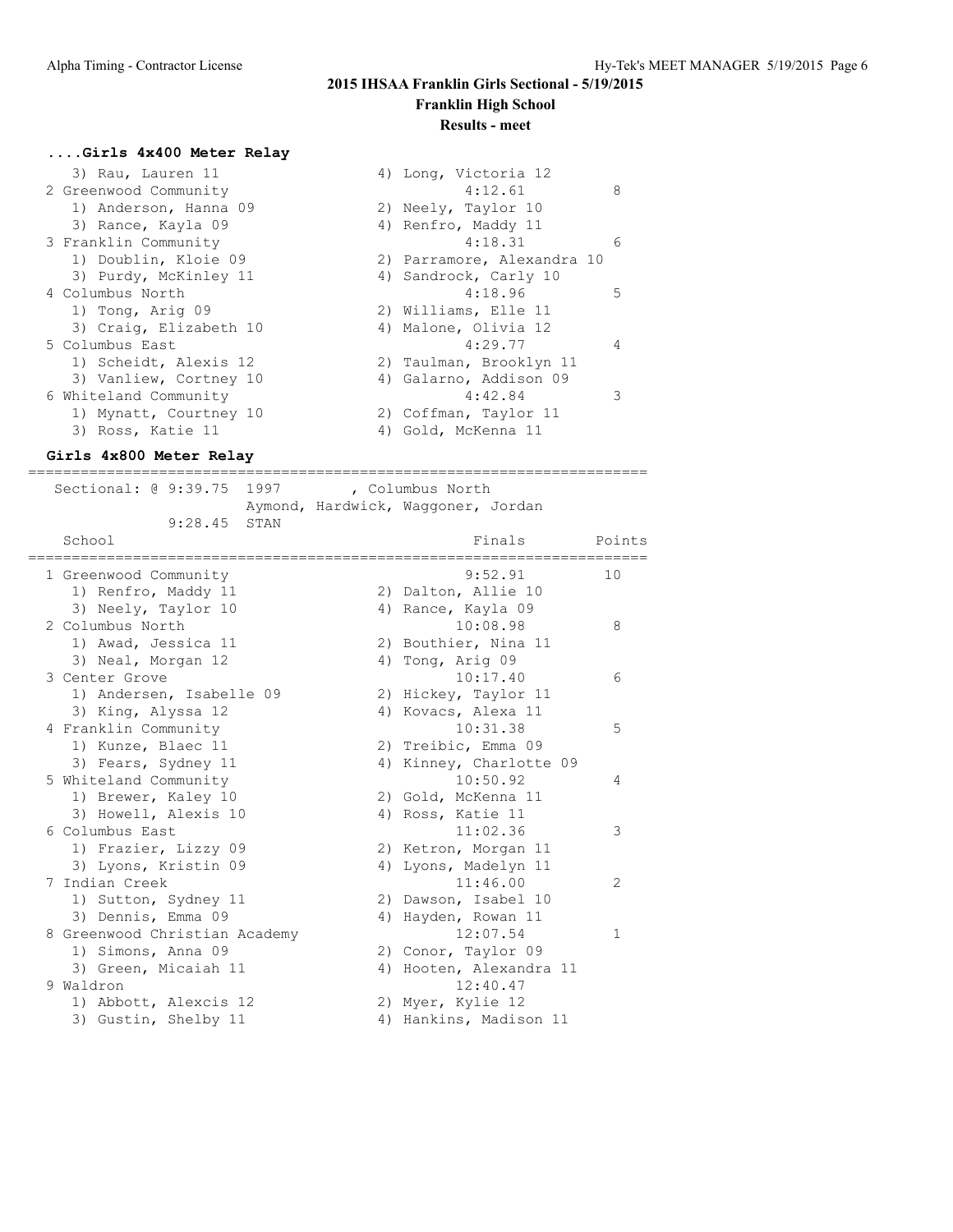## 2015 IHSAA Franklin Girls Sectional - 5/19/2015

### Franklin High School

### Results - meet

#### ....Girls 4x400 Meter Relay

| School | | Finals | Points |
|---|---|---|---|
| 3) Rau, Lauren 11 | 4) Long, Victoria 12 | | |
| 2 Greenwood Community | | 4:12.61 | 8 |
| 1) Anderson, Hanna 09 | 2) Neely, Taylor 10 | | |
| 3) Rance, Kayla 09 | 4) Renfro, Maddy 11 | | |
| 3 Franklin Community | | 4:18.31 | 6 |
| 1) Doublin, Kloie 09 | 2) Parramore, Alexandra 10 | | |
| 3) Purdy, McKinley 11 | 4) Sandrock, Carly 10 | | |
| 4 Columbus North | | 4:18.96 | 5 |
| 1) Tong, Arig 09 | 2) Williams, Elle 11 | | |
| 3) Craig, Elizabeth 10 | 4) Malone, Olivia 12 | | |
| 5 Columbus East | | 4:29.77 | 4 |
| 1) Scheidt, Alexis 12 | 2) Taulman, Brooklyn 11 | | |
| 3) Vanliew, Cortney 10 | 4) Galarno, Addison 09 | | |
| 6 Whiteland Community | | 4:42.84 | 3 |
| 1) Mynatt, Courtney 10 | 2) Coffman, Taylor 11 | | |
| 3) Ross, Katie 11 | 4) Gold, McKenna 11 | | |

#### Girls 4x800 Meter Relay

Sectional: @ 9:39.75 1997 , Columbus North
Aymond, Hardwick, Waggoner, Jordan
9:28.45 STAN

| School | | Finals | Points |
|---|---|---|---|
| 1 Greenwood Community | | 9:52.91 | 10 |
| 1) Renfro, Maddy 11 | 2) Dalton, Allie 10 | | |
| 3) Neely, Taylor 10 | 4) Rance, Kayla 09 | | |
| 2 Columbus North | | 10:08.98 | 8 |
| 1) Awad, Jessica 11 | 2) Bouthier, Nina 11 | | |
| 3) Neal, Morgan 12 | 4) Tong, Arig 09 | | |
| 3 Center Grove | | 10:17.40 | 6 |
| 1) Andersen, Isabelle 09 | 2) Hickey, Taylor 11 | | |
| 3) King, Alyssa 12 | 4) Kovacs, Alexa 11 | | |
| 4 Franklin Community | | 10:31.38 | 5 |
| 1) Kunze, Blaec 11 | 2) Treibic, Emma 09 | | |
| 3) Fears, Sydney 11 | 4) Kinney, Charlotte 09 | | |
| 5 Whiteland Community | | 10:50.92 | 4 |
| 1) Brewer, Kaley 10 | 2) Gold, McKenna 11 | | |
| 3) Howell, Alexis 10 | 4) Ross, Katie 11 | | |
| 6 Columbus East | | 11:02.36 | 3 |
| 1) Frazier, Lizzy 09 | 2) Ketron, Morgan 11 | | |
| 3) Lyons, Kristin 09 | 4) Lyons, Madelyn 11 | | |
| 7 Indian Creek | | 11:46.00 | 2 |
| 1) Sutton, Sydney 11 | 2) Dawson, Isabel 10 | | |
| 3) Dennis, Emma 09 | 4) Hayden, Rowan 11 | | |
| 8 Greenwood Christian Academy | | 12:07.54 | 1 |
| 1) Simons, Anna 09 | 2) Conor, Taylor 09 | | |
| 3) Green, Micaiah 11 | 4) Hooten, Alexandra 11 | | |
| 9 Waldron | | 12:40.47 | |
| 1) Abbott, Alexcis 12 | 2) Myer, Kylie 12 | | |
| 3) Gustin, Shelby 11 | 4) Hankins, Madison 11 | | |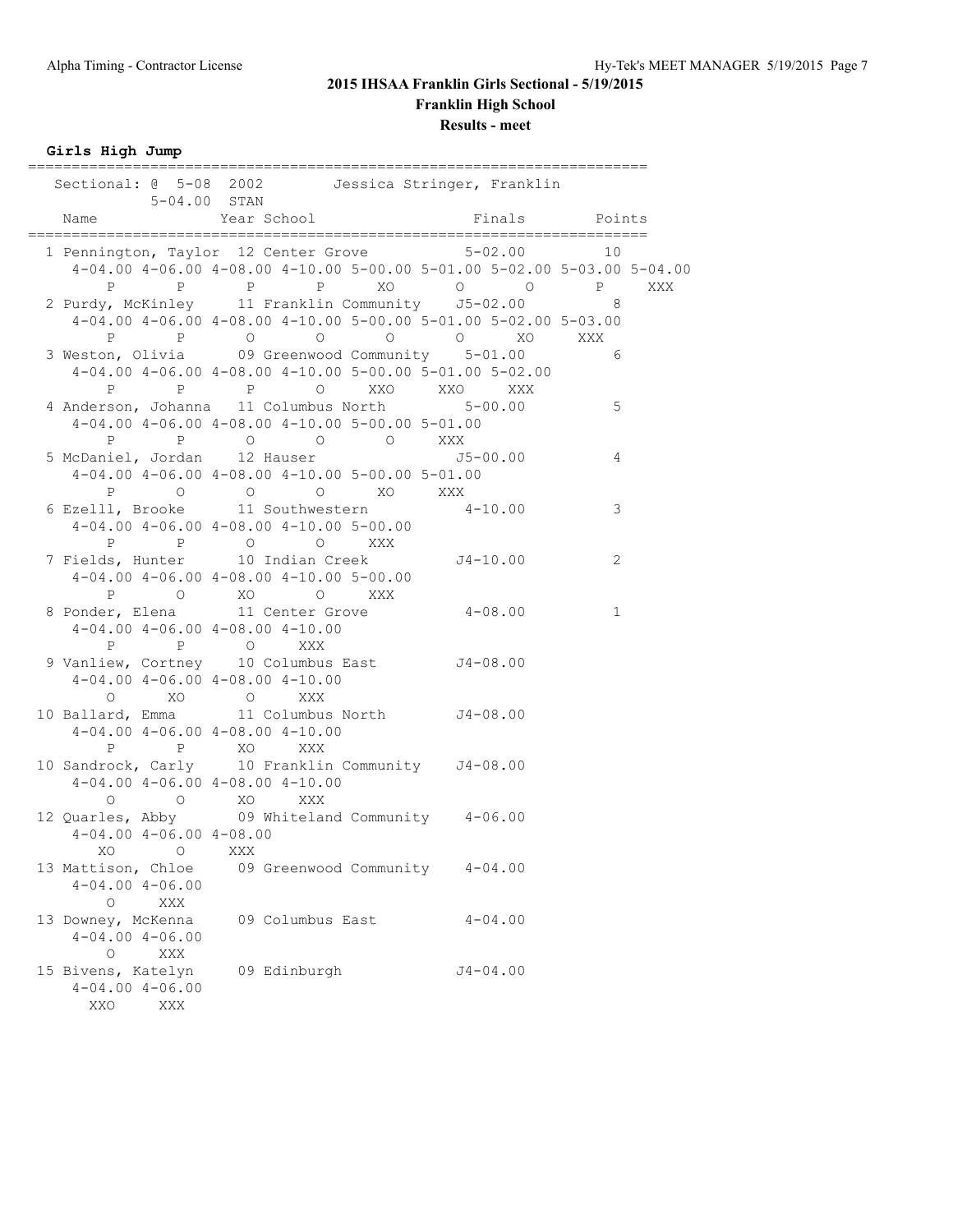# 2015 IHSAA Franklin Girls Sectional - 5/19/2015

## Franklin High School

### Results - meet

**Girls High Jump**

```
=========================================================================
   Sectional: @  5-08  2002        Jessica Stringer, Franklin            
            5-04.00  STAN                                                
    Name              Year School                 Finals        Points   
=========================================================================
  1 Pennington, Taylor  12 Center Grove            5-02.00         10    
     4-04.00 4-06.00 4-08.00 4-10.00 5-00.00 5-01.00 5-02.00 5-03.00 5-04.00
           P       P       P       P      XO       O       O       P     XXX
  2 Purdy, McKinley     11 Franklin Community     J5-02.00          8    
     4-04.00 4-06.00 4-08.00 4-10.00 5-00.00 5-01.00 5-02.00 5-03.00
           P       P       O       O       O       O      XO     XXX
  3 Weston, Olivia      09 Greenwood Community     5-01.00          6    
     4-04.00 4-06.00 4-08.00 4-10.00 5-00.00 5-01.00 5-02.00
           P       P       P       O     XXO     XXO     XXX
  4 Anderson, Johanna   11 Columbus North          5-00.00          5    
     4-04.00 4-06.00 4-08.00 4-10.00 5-00.00 5-01.00
           P       P       O       O       O     XXX
  5 McDaniel, Jordan    12 Hauser                 J5-00.00          4    
     4-04.00 4-06.00 4-08.00 4-10.00 5-00.00 5-01.00
           P       O       O       O      XO     XXX
  6 Ezelll, Brooke      11 Southwestern            4-10.00          3    
     4-04.00 4-06.00 4-08.00 4-10.00 5-00.00
           P       P       O       O     XXX
  7 Fields, Hunter      10 Indian Creek           J4-10.00          2    
     4-04.00 4-06.00 4-08.00 4-10.00 5-00.00
           P       O      XO       O     XXX
  8 Ponder, Elena       11 Center Grove            4-08.00          1    
     4-04.00 4-06.00 4-08.00 4-10.00
           P       P       O     XXX
  9 Vanliew, Cortney    10 Columbus East          J4-08.00               
     4-04.00 4-06.00 4-08.00 4-10.00
           O      XO       O     XXX
 10 Ballard, Emma       11 Columbus North         J4-08.00               
     4-04.00 4-06.00 4-08.00 4-10.00
           P       P      XO     XXX
 10 Sandrock, Carly     10 Franklin Community     J4-08.00               
     4-04.00 4-06.00 4-08.00 4-10.00
           O       O      XO     XXX
 12 Quarles, Abby       09 Whiteland Community     4-06.00               
     4-04.00 4-06.00 4-08.00
          XO       O     XXX
 13 Mattison, Chloe     09 Greenwood Community     4-04.00               
     4-04.00 4-06.00
           O     XXX
 13 Downey, McKenna     09 Columbus East           4-04.00               
     4-04.00 4-06.00
           O     XXX
 15 Bivens, Katelyn     09 Edinburgh              J4-04.00               
     4-04.00 4-06.00
         XXO     XXX
```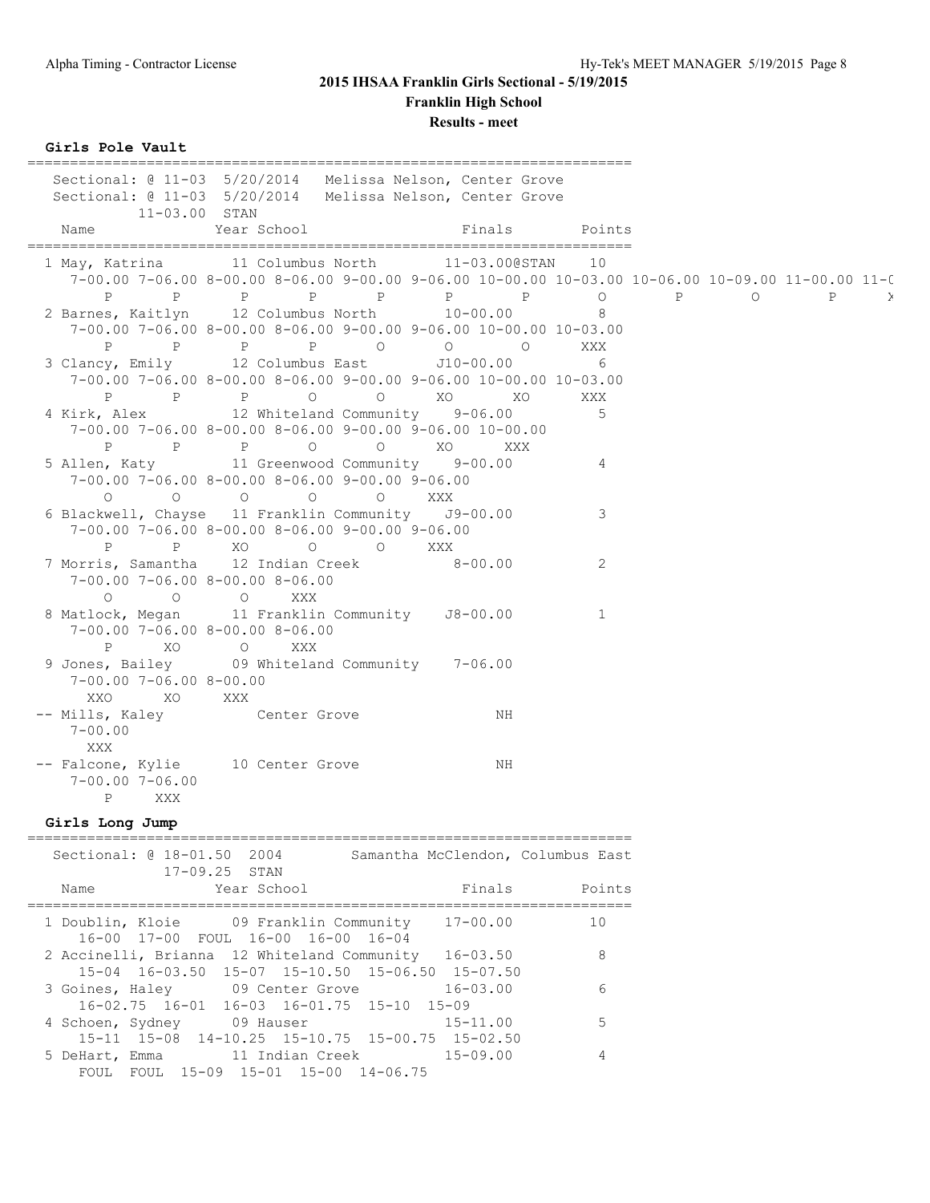# 2015 IHSAA Franklin Girls Sectional - 5/19/2015

## Franklin High School

### Results - meet

**Girls Pole Vault**

```
=======================================================================
   Sectional: @ 11-03  5/20/2014   Melissa Nelson, Center Grove
   Sectional: @ 11-03  5/20/2014   Melissa Nelson, Center Grove
            11-03.00  STAN
    Name              Year School                  Finals      Points
=======================================================================
  1 May, Katrina        11 Columbus North        11-03.00@STAN    10
     7-00.00 7-06.00 8-00.00 8-06.00 9-00.00 9-06.00 10-00.00 10-03.00 10-06.00 10-09.00 11-00.00 11-0(
        P       P       P       P       P       P        P        O        P        O        P       X
  2 Barnes, Kaitlyn     12 Columbus North        10-00.00          8
     7-00.00 7-06.00 8-00.00 8-06.00 9-00.00 9-06.00 10-00.00 10-03.00
        P       P       P       P       O       O        O      XXX
  3 Clancy, Emily       12 Columbus East        J10-00.00          6
     7-00.00 7-06.00 8-00.00 8-06.00 9-00.00 9-06.00 10-00.00 10-03.00
        P       P       P       O       O      XO       XO      XXX
  4 Kirk, Alex          12 Whiteland Community    9-06.00          5
     7-00.00 7-06.00 8-00.00 8-06.00 9-00.00 9-06.00 10-00.00
        P       P       P       O       O      XO      XXX
  5 Allen, Katy         11 Greenwood Community    9-00.00          4
     7-00.00 7-06.00 8-00.00 8-06.00 9-00.00 9-06.00
        O       O       O       O       O     XXX
  6 Blackwell, Chayse   11 Franklin Community    J9-00.00          3
     7-00.00 7-06.00 8-00.00 8-06.00 9-00.00 9-06.00
        P       P      XO       O       O     XXX
  7 Morris, Samantha    12 Indian Creek           8-00.00          2
     7-00.00 7-06.00 8-00.00 8-06.00
        O       O       O     XXX
  8 Matlock, Megan      11 Franklin Community    J8-00.00          1
     7-00.00 7-06.00 8-00.00 8-06.00
        P      XO       O     XXX
  9 Jones, Bailey       09 Whiteland Community    7-06.00
     7-00.00 7-06.00 8-00.00
      XXO      XO     XXX
 -- Mills, Kaley           Center Grove                 NH
     7-00.00
      XXX
 -- Falcone, Kylie      10 Center Grove                 NH
     7-00.00 7-06.00
        P     XXX
```

**Girls Long Jump**

```
=======================================================================
   Sectional: @ 18-01.50  2004        Samantha McClendon, Columbus East
            17-09.25  STAN
    Name              Year School                  Finals      Points
=======================================================================
  1 Doublin, Kloie      09 Franklin Community    17-00.00         10
     16-00  17-00  FOUL  16-00  16-00  16-04
  2 Accinelli, Brianna  12 Whiteland Community   16-03.50          8
     15-04  16-03.50  15-07  15-10.50  15-06.50  15-07.50
  3 Goines, Haley       09 Center Grove          16-03.00          6
     16-02.75  16-01  16-03  16-01.75  15-10  15-09
  4 Schoen, Sydney      09 Hauser                15-11.00          5
     15-11  15-08  14-10.25  15-10.75  15-00.75  15-02.50
  5 DeHart, Emma        11 Indian Creek          15-09.00          4
     FOUL  FOUL  15-09  15-01  15-00  14-06.75
```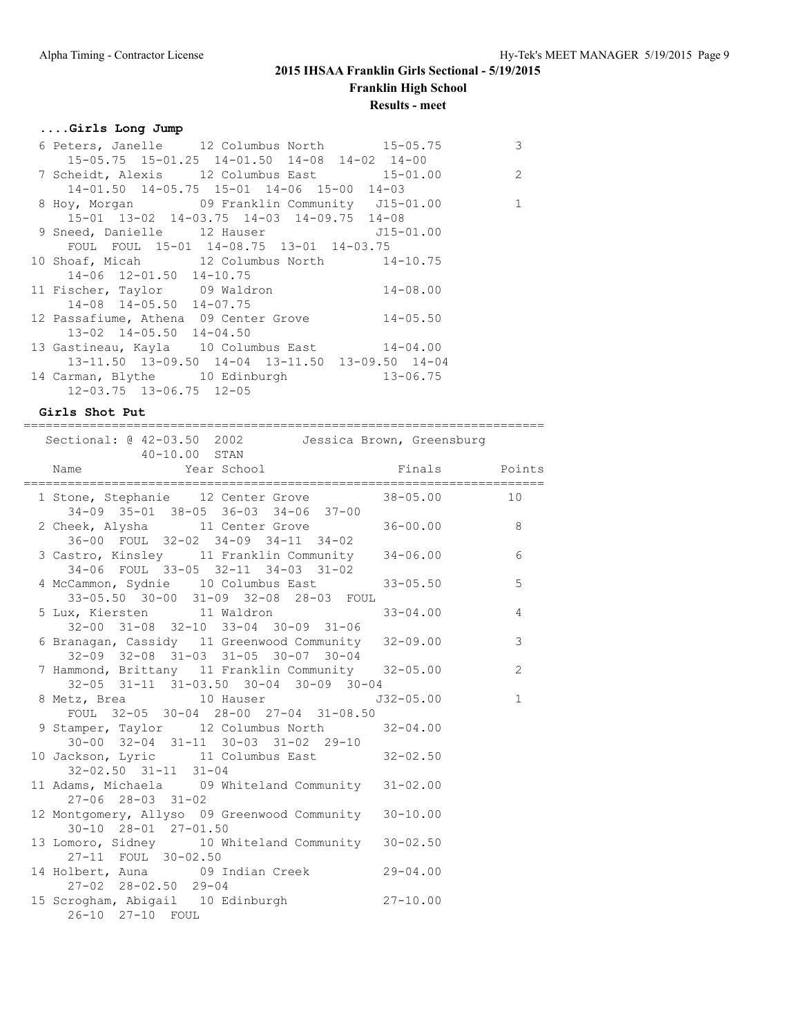# 2015 IHSAA Franklin Girls Sectional - 5/19/2015

**Franklin High School**

**Results - meet**

### ....Girls Long Jump

```
 6 Peters, Janelle     12 Columbus North       15-05.75          3
     15-05.75  15-01.25  14-01.50  14-08  14-02  14-00
 7 Scheidt, Alexis     12 Columbus East        15-01.00          2
     14-01.50  14-05.75  15-01  14-06  15-00  14-03
 8 Hoy, Morgan         09 Franklin Community   J15-01.00         1
     15-01  13-02  14-03.75  14-03  14-09.75  14-08
 9 Sneed, Danielle     12 Hauser               J15-01.00
     FOUL  FOUL  15-01  14-08.75  13-01  14-03.75
10 Shoaf, Micah        12 Columbus North       14-10.75
     14-06  12-01.50  14-10.75
11 Fischer, Taylor     09 Waldron              14-08.00
     14-08  14-05.50  14-07.75
12 Passafiume, Athena  09 Center Grove         14-05.50
     13-02  14-05.50  14-04.50
13 Gastineau, Kayla    10 Columbus East        14-04.00
     13-11.50  13-09.50  14-04  13-11.50  13-09.50  14-04
14 Carman, Blythe      10 Edinburgh            13-06.75
     12-03.75  13-06.75  12-05
```

### Girls Shot Put

```
======================================================================
   Sectional: @ 42-03.50  2002        Jessica Brown, Greensburg
               40-10.00  STAN
    Name                 Year School                  Finals     Points
======================================================================
  1 Stone, Stephanie     12 Center Grove            38-05.00       10
      34-09  35-01  38-05  36-03  34-06  37-00
  2 Cheek, Alysha        11 Center Grove            36-00.00        8
      36-00  FOUL  32-02  34-09  34-11  34-02
  3 Castro, Kinsley      11 Franklin Community      34-06.00        6
      34-06  FOUL  33-05  32-11  34-03  31-02
  4 McCammon, Sydnie     10 Columbus East           33-05.50        5
      33-05.50  30-00  31-09  32-08  28-03  FOUL
  5 Lux, Kiersten        11 Waldron                 33-04.00        4
      32-00  31-08  32-10  33-04  30-09  31-06
  6 Branagan, Cassidy    11 Greenwood Community     32-09.00        3
      32-09  32-08  31-03  31-05  30-07  30-04
  7 Hammond, Brittany    11 Franklin Community      32-05.00        2
      32-05  31-11  31-03.50  30-04  30-09  30-04
  8 Metz, Brea           10 Hauser                 J32-05.00        1
      FOUL  32-05  30-04  28-00  27-04  31-08.50
  9 Stamper, Taylor      12 Columbus North          32-04.00
      30-00  32-04  31-11  30-03  31-02  29-10
 10 Jackson, Lyric       11 Columbus East           32-02.50
      32-02.50  31-11  31-04
 11 Adams, Michaela      09 Whiteland Community     31-02.00
      27-06  28-03  31-02
 12 Montgomery, Allyso   09 Greenwood Community     30-10.00
      30-10  28-01  27-01.50
 13 Lomoro, Sidney       10 Whiteland Community     30-02.50
      27-11  FOUL  30-02.50
 14 Holbert, Auna        09 Indian Creek            29-04.00
      27-02  28-02.50  29-04
 15 Scrogham, Abigail    10 Edinburgh               27-10.00
      26-10  27-10  FOUL
```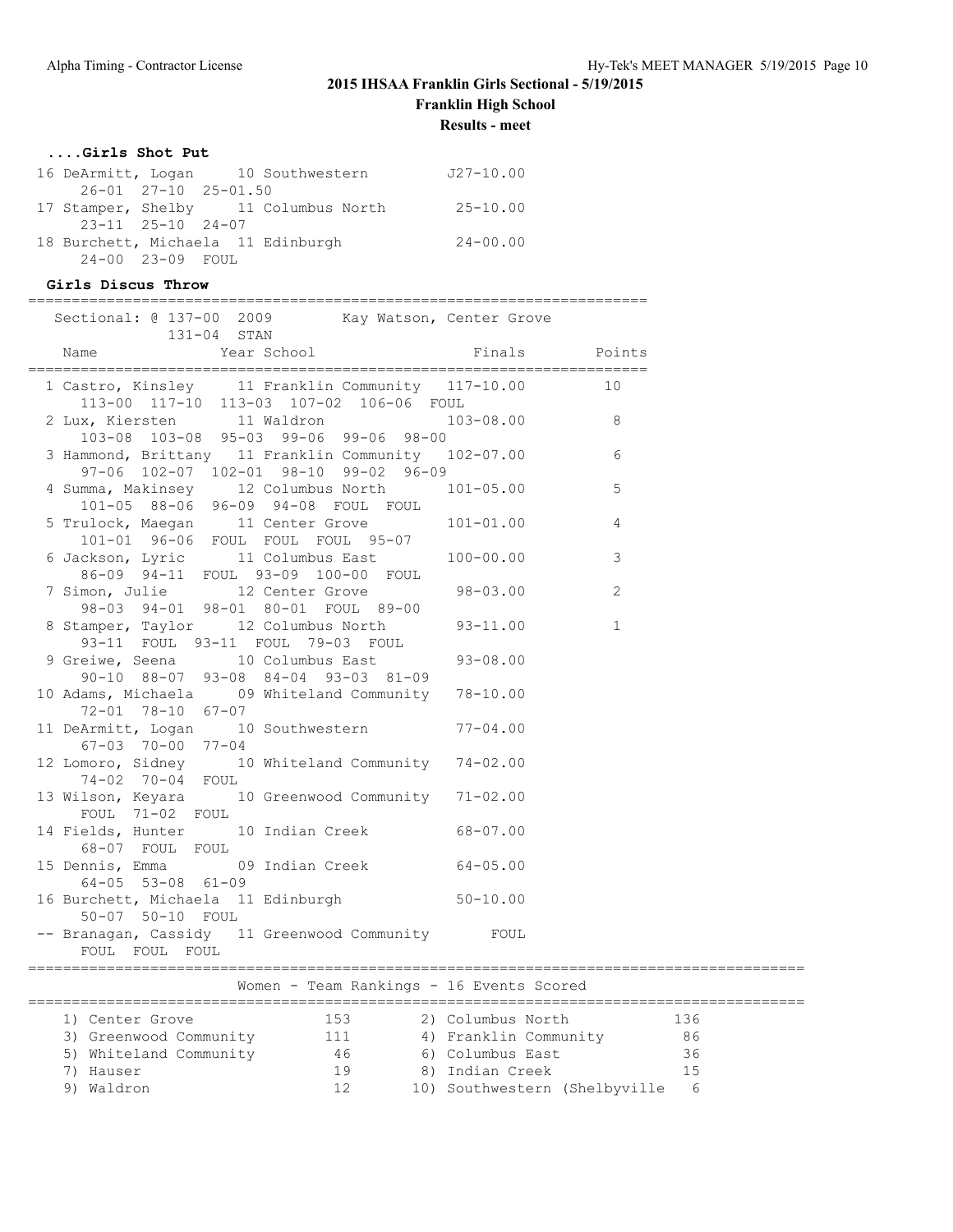## 2015 IHSAA Franklin Girls Sectional - 5/19/2015

**Franklin High School**

**Results - meet**

### ....Girls Shot Put

```
 16 DeArmitt, Logan      10 Southwestern          J27-10.00
      26-01  27-10  25-01.50
 17 Stamper, Shelby      11 Columbus North         25-10.00
      23-11  25-10  24-07
 18 Burchett, Michaela  11 Edinburgh              24-00.00
      24-00  23-09  FOUL
```

### Girls Discus Throw

```
=======================================================================
  Sectional: @ 137-00  2009        Kay Watson, Center Grove
             131-04  STAN
    Name                Year School                Finals       Points
=======================================================================
  1 Castro, Kinsley      11 Franklin Community  117-10.00        10
      113-00  117-10  113-03  107-02  106-06  FOUL
  2 Lux, Kiersten        11 Waldron             103-08.00         8
      103-08  103-08  95-03  99-06  99-06  98-00
  3 Hammond, Brittany    11 Franklin Community  102-07.00         6
      97-06  102-07  102-01  98-10  99-02  96-09
  4 Summa, Makinsey      12 Columbus North      101-05.00         5
      101-05  88-06  96-09  94-08  FOUL  FOUL
  5 Trulock, Maegan      11 Center Grove        101-01.00         4
      101-01  96-06  FOUL  FOUL  FOUL  95-07
  6 Jackson, Lyric       11 Columbus East       100-00.00         3
      86-09  94-11  FOUL  93-09  100-00  FOUL
  7 Simon, Julie         12 Center Grove         98-03.00         2
      98-03  94-01  98-01  80-01  FOUL  89-00
  8 Stamper, Taylor      12 Columbus North       93-11.00         1
      93-11  FOUL  93-11  FOUL  79-03  FOUL
  9 Greiwe, Seena        10 Columbus East        93-08.00
      90-10  88-07  93-08  84-04  93-03  81-09
 10 Adams, Michaela      09 Whiteland Community  78-10.00
      72-01  78-10  67-07
 11 DeArmitt, Logan      10 Southwestern         77-04.00
      67-03  70-00  77-04
 12 Lomoro, Sidney       10 Whiteland Community  74-02.00
      74-02  70-04  FOUL
 13 Wilson, Keyara       10 Greenwood Community  71-02.00
      FOUL  71-02  FOUL
 14 Fields, Hunter       10 Indian Creek         68-07.00
      68-07  FOUL  FOUL
 15 Dennis, Emma         09 Indian Creek         64-05.00
      64-05  53-08  61-09
 16 Burchett, Michaela   11 Edinburgh            50-10.00
      50-07  50-10  FOUL
 -- Branagan, Cassidy    11 Greenwood Community      FOUL
      FOUL  FOUL  FOUL
```

### Women - Team Rankings - 16 Events Scored

| Rank | Team | Points | Rank | Team | Points |
|---|---|---|---|---|---|
| 1) | Center Grove | 153 | 2) | Columbus North | 136 |
| 3) | Greenwood Community | 111 | 4) | Franklin Community | 86 |
| 5) | Whiteland Community | 46 | 6) | Columbus East | 36 |
| 7) | Hauser | 19 | 8) | Indian Creek | 15 |
| 9) | Waldron | 12 | 10) | Southwestern (Shelbyville | 6 |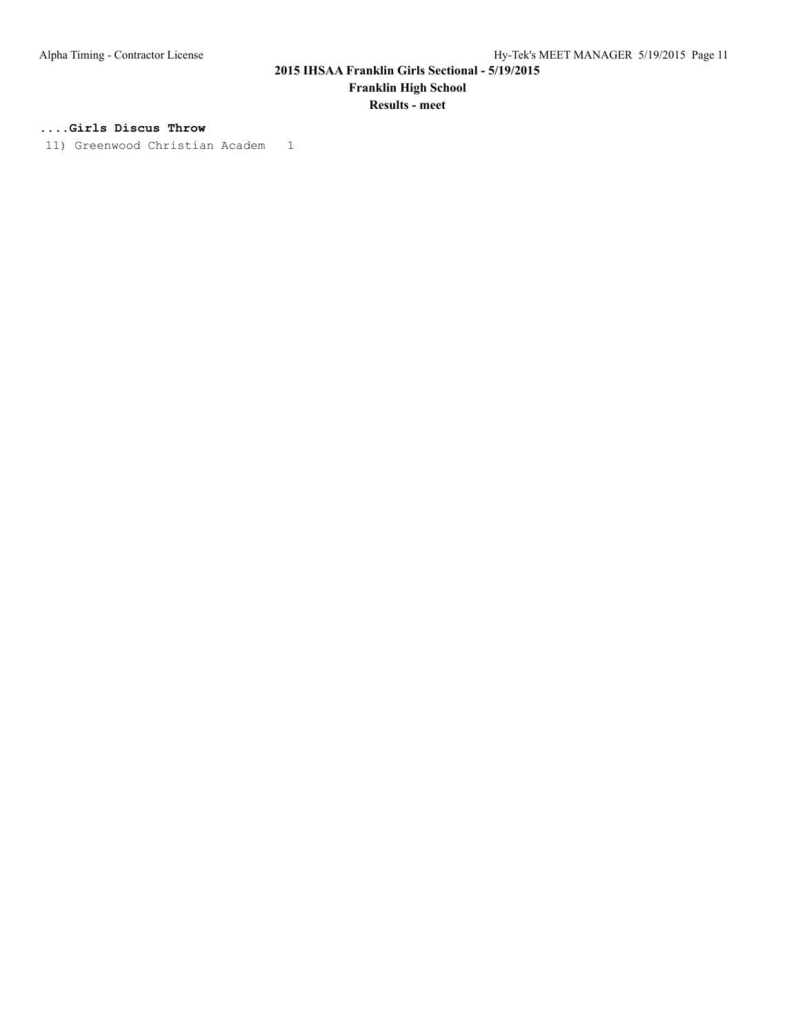**....Girls Discus Throw**

11) Greenwood Christian Academ 1